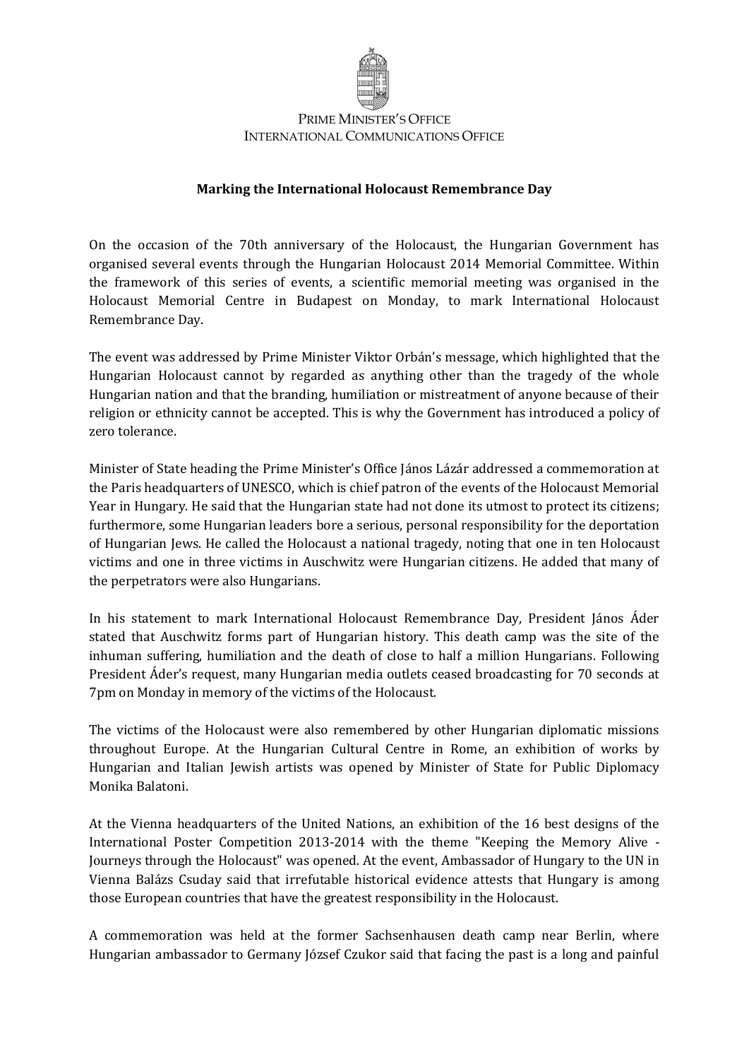PRIME MINISTER'S OFFICE
INTERNATIONAL COMMUNICATIONS OFFICE

## Marking the International Holocaust Remembrance Day

On the occasion of the 70th anniversary of the Holocaust, the Hungarian Government has organised several events through the Hungarian Holocaust 2014 Memorial Committee. Within the framework of this series of events, a scientific memorial meeting was organised in the Holocaust Memorial Centre in Budapest on Monday, to mark International Holocaust Remembrance Day.

The event was addressed by Prime Minister Viktor Orbán's message, which highlighted that the Hungarian Holocaust cannot by regarded as anything other than the tragedy of the whole Hungarian nation and that the branding, humiliation or mistreatment of anyone because of their religion or ethnicity cannot be accepted. This is why the Government has introduced a policy of zero tolerance.

Minister of State heading the Prime Minister's Office János Lázár addressed a commemoration at the Paris headquarters of UNESCO, which is chief patron of the events of the Holocaust Memorial Year in Hungary. He said that the Hungarian state had not done its utmost to protect its citizens; furthermore, some Hungarian leaders bore a serious, personal responsibility for the deportation of Hungarian Jews. He called the Holocaust a national tragedy, noting that one in ten Holocaust victims and one in three victims in Auschwitz were Hungarian citizens. He added that many of the perpetrators were also Hungarians.

In his statement to mark International Holocaust Remembrance Day, President János Áder stated that Auschwitz forms part of Hungarian history. This death camp was the site of the inhuman suffering, humiliation and the death of close to half a million Hungarians. Following President Áder's request, many Hungarian media outlets ceased broadcasting for 70 seconds at 7pm on Monday in memory of the victims of the Holocaust.

The victims of the Holocaust were also remembered by other Hungarian diplomatic missions throughout Europe. At the Hungarian Cultural Centre in Rome, an exhibition of works by Hungarian and Italian Jewish artists was opened by Minister of State for Public Diplomacy Monika Balatoni.

At the Vienna headquarters of the United Nations, an exhibition of the 16 best designs of the International Poster Competition 2013-2014 with the theme "Keeping the Memory Alive - Journeys through the Holocaust" was opened. At the event, Ambassador of Hungary to the UN in Vienna Balázs Csuday said that irrefutable historical evidence attests that Hungary is among those European countries that have the greatest responsibility in the Holocaust.

A commemoration was held at the former Sachsenhausen death camp near Berlin, where Hungarian ambassador to Germany József Czukor said that facing the past is a long and painful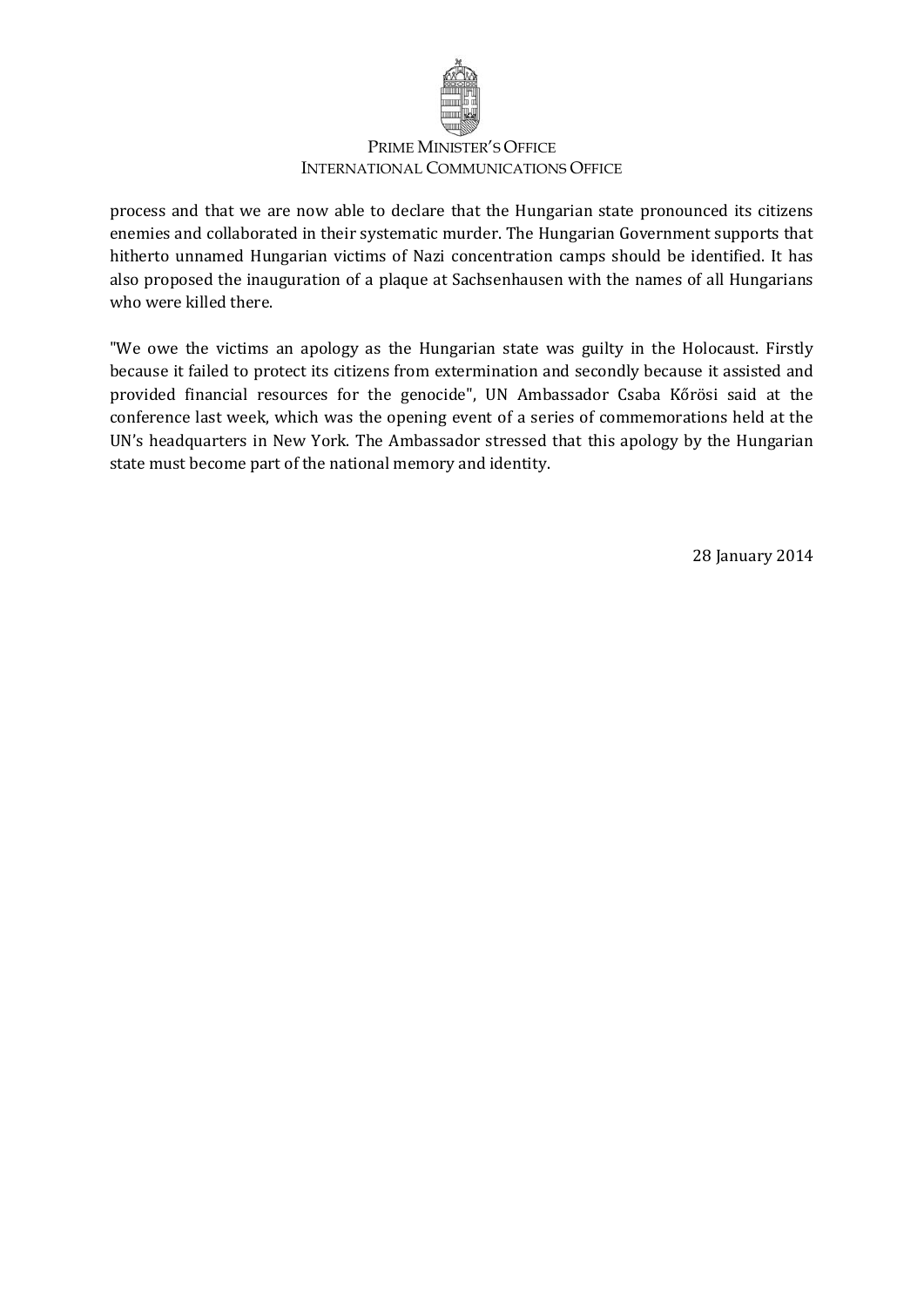process and that we are now able to declare that the Hungarian state pronounced its citizens enemies and collaborated in their systematic murder. The Hungarian Government supports that hitherto unnamed Hungarian victims of Nazi concentration camps should be identified. It has also proposed the inauguration of a plaque at Sachsenhausen with the names of all Hungarians who were killed there.

"We owe the victims an apology as the Hungarian state was guilty in the Holocaust. Firstly because it failed to protect its citizens from extermination and secondly because it assisted and provided financial resources for the genocide", UN Ambassador Csaba Kőrösi said at the conference last week, which was the opening event of a series of commemorations held at the UN's headquarters in New York. The Ambassador stressed that this apology by the Hungarian state must become part of the national memory and identity.

28 January 2014